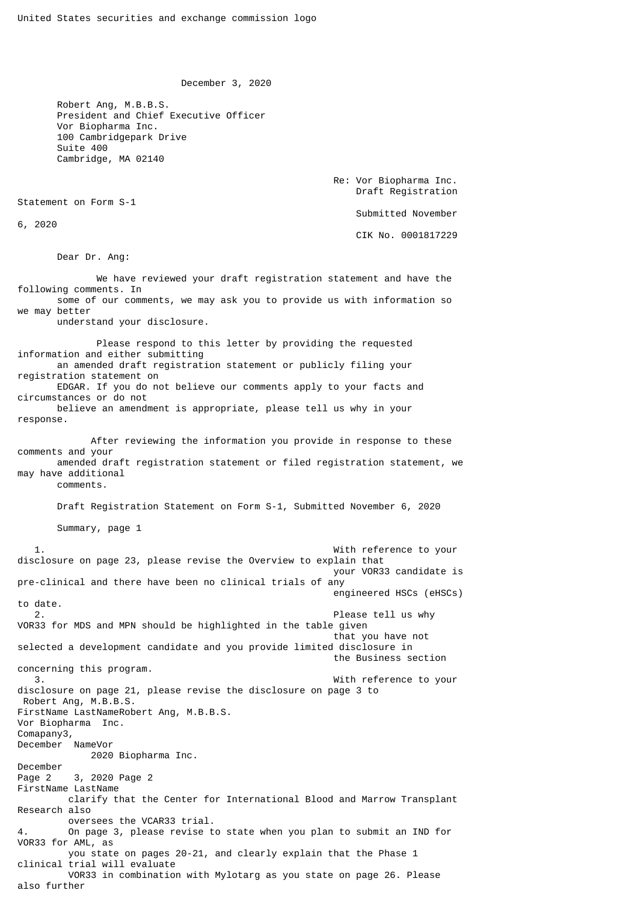United States securities and exchange commission logo

December 3, 2020

Robert Ang, M.B.B.S.
President and Chief Executive Officer
Vor Biopharma Inc.
100 Cambridgepark Drive
Suite 400
Cambridge, MA 02140

Re: Vor Biopharma Inc.
Draft Registration Statement on Form S-1
Submitted November 6, 2020
CIK No. 0001817229

Dear Dr. Ang:

We have reviewed your draft registration statement and have the following comments. In some of our comments, we may ask you to provide us with information so we may better understand your disclosure.

Please respond to this letter by providing the requested information and either submitting an amended draft registration statement or publicly filing your registration statement on EDGAR. If you do not believe our comments apply to your facts and circumstances or do not believe an amendment is appropriate, please tell us why in your response.

After reviewing the information you provide in response to these comments and your amended draft registration statement or filed registration statement, we may have additional comments.

Draft Registration Statement on Form S-1, Submitted November 6, 2020

Summary, page 1

1. With reference to your disclosure on page 23, please revise the Overview to explain that your VOR33 candidate is pre-clinical and there have been no clinical trials of any engineered HSCs (eHSCs) to date.
2. Please tell us why VOR33 for MDS and MPN should be highlighted in the table given that you have not selected a development candidate and you provide limited disclosure in the Business section concerning this program.
3. With reference to your disclosure on page 21, please revise the disclosure on page 3 to clarify that the Center for International Blood and Marrow Transplant Research also oversees the VCAR33 trial.
4. On page 3, please revise to state when you plan to submit an IND for VOR33 for AML, as you state on pages 20-21, and clearly explain that the Phase 1 clinical trial will evaluate VOR33 in combination with Mylotarg as you state on page 26. Please also further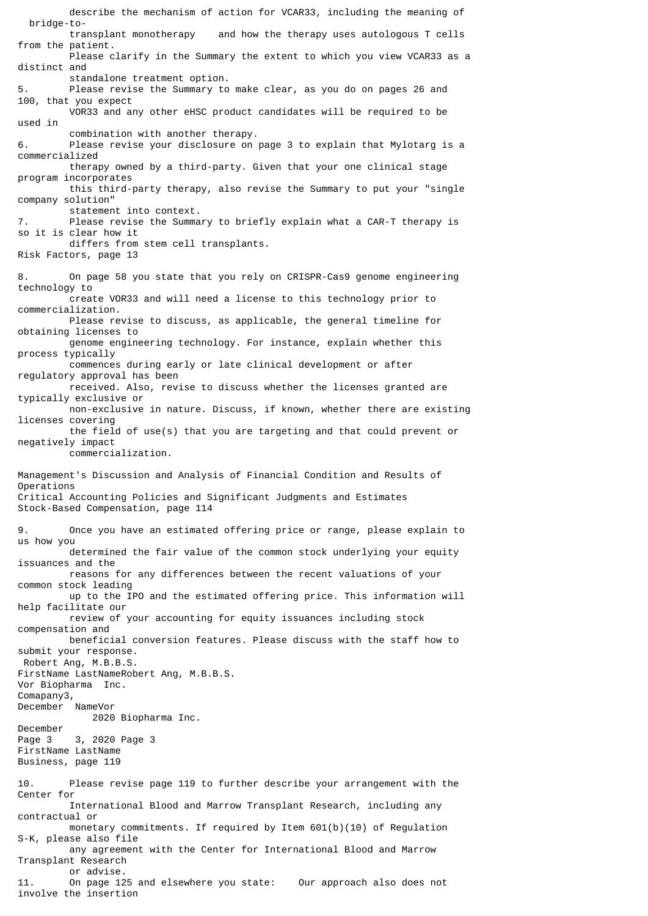describe the mechanism of action for VCAR33, including the meaning of "bridge-to-transplant monotherapy" and how the therapy uses autologous T cells from the patient. Please clarify in the Summary the extent to which you view VCAR33 as a distinct and standalone treatment option.

5. Please revise the Summary to make clear, as you do on pages 26 and 100, that you expect VOR33 and any other eHSC product candidates will be required to be used in combination with another therapy.

6. Please revise your disclosure on page 3 to explain that Mylotarg is a commercialized therapy owned by a third-party. Given that your one clinical stage program incorporates this third-party therapy, also revise the Summary to put your "single company solution" statement into context.

7. Please revise the Summary to briefly explain what a CAR-T therapy is so it is clear how it differs from stem cell transplants.

Risk Factors, page 13

8. On page 58 you state that you rely on CRISPR-Cas9 genome engineering technology to create VOR33 and will need a license to this technology prior to commercialization. Please revise to discuss, as applicable, the general timeline for obtaining licenses to genome engineering technology. For instance, explain whether this process typically commences during early or late clinical development or after regulatory approval has been received. Also, revise to discuss whether the licenses granted are typically exclusive or non-exclusive in nature. Discuss, if known, whether there are existing licenses covering the field of use(s) that you are targeting and that could prevent or negatively impact commercialization.

Management's Discussion and Analysis of Financial Condition and Results of Operations
Critical Accounting Policies and Significant Judgments and Estimates
Stock-Based Compensation, page 114

9. Once you have an estimated offering price or range, please explain to us how you determined the fair value of the common stock underlying your equity issuances and the reasons for any differences between the recent valuations of your common stock leading up to the IPO and the estimated offering price. This information will help facilitate our review of your accounting for equity issuances including stock compensation and beneficial conversion features. Please discuss with the staff how to submit your response.

Business, page 119

10. Please revise page 119 to further describe your arrangement with the Center for International Blood and Marrow Transplant Research, including any contractual or monetary commitments. If required by Item 601(b)(10) of Regulation S-K, please also file any agreement with the Center for International Blood and Marrow Transplant Research or advise.

11. On page 125 and elsewhere you state: "Our approach also does not involve the insertion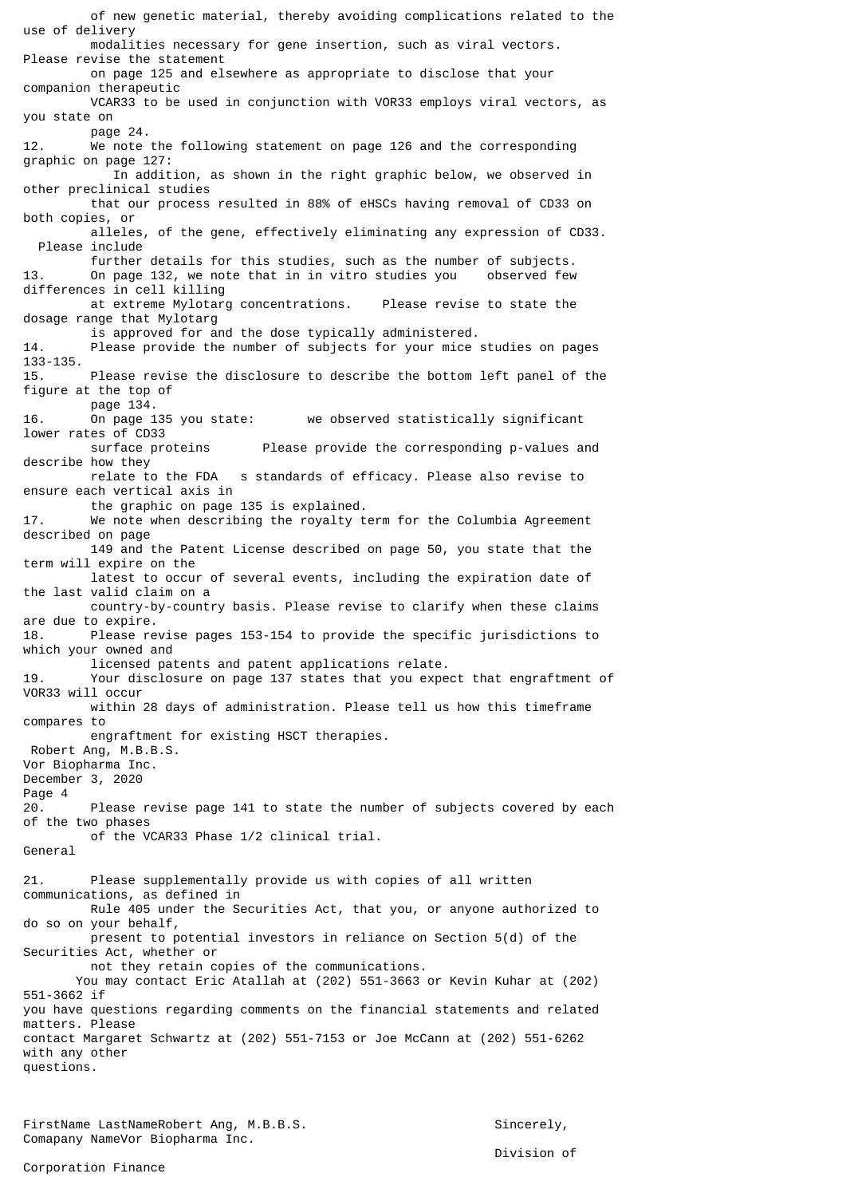of new genetic material, thereby avoiding complications related to the use of delivery modalities necessary for gene insertion, such as viral vectors. Please revise the statement on page 125 and elsewhere as appropriate to disclose that your companion therapeutic VCAR33 to be used in conjunction with VOR33 employs viral vectors, as you state on page 24.

12. We note the following statement on page 126 and the corresponding graphic on page 127:

    In addition, as shown in the right graphic below, we observed in other preclinical studies that our process resulted in 88% of eHSCs having removal of CD33 on both copies, or alleles, of the gene, effectively eliminating any expression of CD33.

    Please include further details for this studies, such as the number of subjects.

13. On page 132, we note that in in vitro studies you observed few differences in cell killing at extreme Mylotarg concentrations. Please revise to state the dosage range that Mylotarg is approved for and the dose typically administered.

14. Please provide the number of subjects for your mice studies on pages 133-135.

15. Please revise the disclosure to describe the bottom left panel of the figure at the top of page 134.

16. On page 135 you state: we observed statistically significant lower rates of CD33 surface proteins Please provide the corresponding p-values and describe how they relate to the FDA s standards of efficacy. Please also revise to ensure each vertical axis in the graphic on page 135 is explained.

17. We note when describing the royalty term for the Columbia Agreement described on page 149 and the Patent License described on page 50, you state that the term will expire on the latest to occur of several events, including the expiration date of the last valid claim on a country-by-country basis. Please revise to clarify when these claims are due to expire.

18. Please revise pages 153-154 to provide the specific jurisdictions to which your owned and licensed patents and patent applications relate.

19. Your disclosure on page 137 states that you expect that engraftment of VOR33 will occur within 28 days of administration. Please tell us how this timeframe compares to engraftment for existing HSCT therapies.

Robert Ang, M.B.B.S.
Vor Biopharma Inc.
December 3, 2020
Page 4

20. Please revise page 141 to state the number of subjects covered by each of the two phases of the VCAR33 Phase 1/2 clinical trial.

General

21. Please supplementally provide us with copies of all written communications, as defined in Rule 405 under the Securities Act, that you, or anyone authorized to do so on your behalf, present to potential investors in reliance on Section 5(d) of the Securities Act, whether or not they retain copies of the communications.

You may contact Eric Atallah at (202) 551-3663 or Kevin Kuhar at (202) 551-3662 if you have questions regarding comments on the financial statements and related matters. Please contact Margaret Schwartz at (202) 551-7153 or Joe McCann at (202) 551-6262 with any other questions.

FirstName LastNameRobert Ang, M.B.B.S.
Comapany NameVor Biopharma Inc.

Sincerely,

Division of Corporation Finance